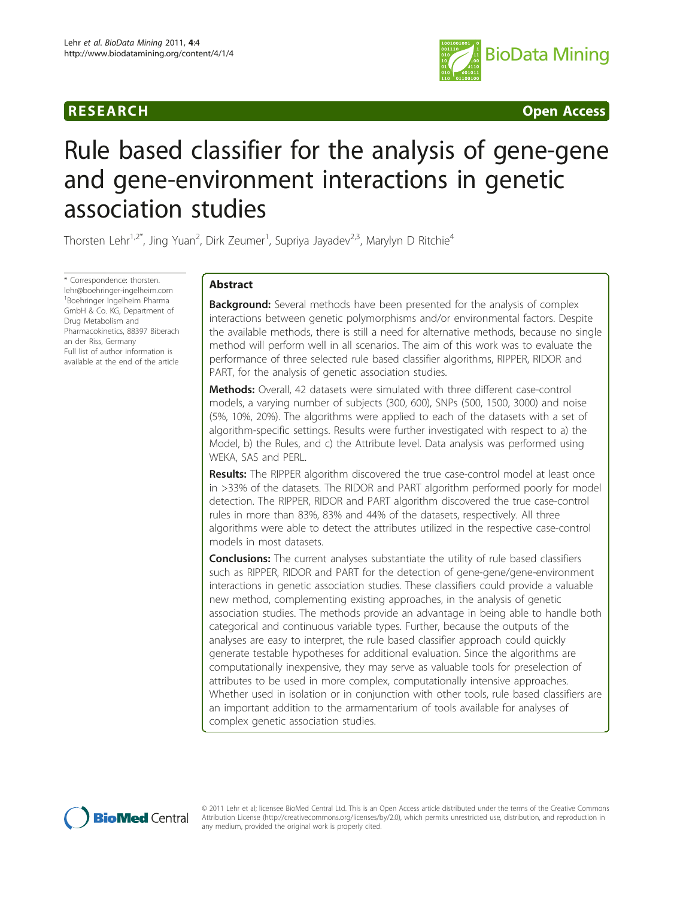**RESEARCH** **Open Access**

# Rule based classifier for the analysis of gene-gene and gene-environment interactions in genetic association studies

Thorsten Lehr[1,2*], Jing Yuan[2], Dirk Zeumer[1], Supriya Jayadev[2,3], Marylyn D Ritchie[4]

\* Correspondence: thorsten.lehr@boehringer-ingelheim.com
[1]Boehringer Ingelheim Pharma GmbH & Co. KG, Department of Drug Metabolism and Pharmacokinetics, 88397 Biberach an der Riss, Germany
Full list of author information is available at the end of the article

## Abstract

**Background:** Several methods have been presented for the analysis of complex interactions between genetic polymorphisms and/or environmental factors. Despite the available methods, there is still a need for alternative methods, because no single method will perform well in all scenarios. The aim of this work was to evaluate the performance of three selected rule based classifier algorithms, RIPPER, RIDOR and PART, for the analysis of genetic association studies.

**Methods:** Overall, 42 datasets were simulated with three different case-control models, a varying number of subjects (300, 600), SNPs (500, 1500, 3000) and noise (5%, 10%, 20%). The algorithms were applied to each of the datasets with a set of algorithm-specific settings. Results were further investigated with respect to a) the Model, b) the Rules, and c) the Attribute level. Data analysis was performed using WEKA, SAS and PERL.

**Results:** The RIPPER algorithm discovered the true case-control model at least once in >33% of the datasets. The RIDOR and PART algorithm performed poorly for model detection. The RIPPER, RIDOR and PART algorithm discovered the true case-control rules in more than 83%, 83% and 44% of the datasets, respectively. All three algorithms were able to detect the attributes utilized in the respective case-control models in most datasets.

**Conclusions:** The current analyses substantiate the utility of rule based classifiers such as RIPPER, RIDOR and PART for the detection of gene-gene/gene-environment interactions in genetic association studies. These classifiers could provide a valuable new method, complementing existing approaches, in the analysis of genetic association studies. The methods provide an advantage in being able to handle both categorical and continuous variable types. Further, because the outputs of the analyses are easy to interpret, the rule based classifier approach could quickly generate testable hypotheses for additional evaluation. Since the algorithms are computationally inexpensive, they may serve as valuable tools for preselection of attributes to be used in more complex, computationally intensive approaches. Whether used in isolation or in conjunction with other tools, rule based classifiers are an important addition to the armamentarium of tools available for analyses of complex genetic association studies.

© 2011 Lehr et al; licensee BioMed Central Ltd. This is an Open Access article distributed under the terms of the Creative Commons Attribution License (http://creativecommons.org/licenses/by/2.0), which permits unrestricted use, distribution, and reproduction in any medium, provided the original work is properly cited.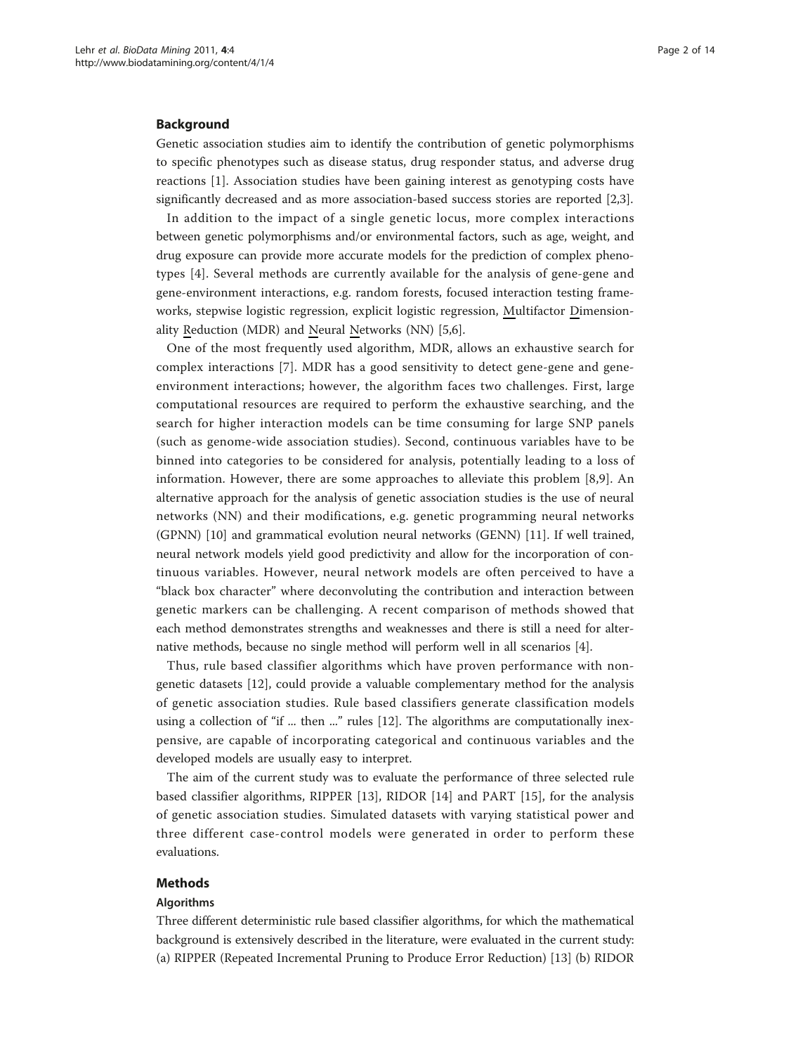## Background

Genetic association studies aim to identify the contribution of genetic polymorphisms to specific phenotypes such as disease status, drug responder status, and adverse drug reactions [1]. Association studies have been gaining interest as genotyping costs have significantly decreased and as more association-based success stories are reported [2,3].

In addition to the impact of a single genetic locus, more complex interactions between genetic polymorphisms and/or environmental factors, such as age, weight, and drug exposure can provide more accurate models for the prediction of complex phenotypes [4]. Several methods are currently available for the analysis of gene-gene and gene-environment interactions, e.g. random forests, focused interaction testing frameworks, stepwise logistic regression, explicit logistic regression, Multifactor Dimensionality Reduction (MDR) and Neural Networks (NN) [5,6].

One of the most frequently used algorithm, MDR, allows an exhaustive search for complex interactions [7]. MDR has a good sensitivity to detect gene-gene and gene-environment interactions; however, the algorithm faces two challenges. First, large computational resources are required to perform the exhaustive searching, and the search for higher interaction models can be time consuming for large SNP panels (such as genome-wide association studies). Second, continuous variables have to be binned into categories to be considered for analysis, potentially leading to a loss of information. However, there are some approaches to alleviate this problem [8,9]. An alternative approach for the analysis of genetic association studies is the use of neural networks (NN) and their modifications, e.g. genetic programming neural networks (GPNN) [10] and grammatical evolution neural networks (GENN) [11]. If well trained, neural network models yield good predictivity and allow for the incorporation of continuous variables. However, neural network models are often perceived to have a "black box character" where deconvoluting the contribution and interaction between genetic markers can be challenging. A recent comparison of methods showed that each method demonstrates strengths and weaknesses and there is still a need for alternative methods, because no single method will perform well in all scenarios [4].

Thus, rule based classifier algorithms which have proven performance with non-genetic datasets [12], could provide a valuable complementary method for the analysis of genetic association studies. Rule based classifiers generate classification models using a collection of "if ... then ..." rules [12]. The algorithms are computationally inexpensive, are capable of incorporating categorical and continuous variables and the developed models are usually easy to interpret.

The aim of the current study was to evaluate the performance of three selected rule based classifier algorithms, RIPPER [13], RIDOR [14] and PART [15], for the analysis of genetic association studies. Simulated datasets with varying statistical power and three different case-control models were generated in order to perform these evaluations.

## Methods

### Algorithms

Three different deterministic rule based classifier algorithms, for which the mathematical background is extensively described in the literature, were evaluated in the current study: (a) RIPPER (Repeated Incremental Pruning to Produce Error Reduction) [13] (b) RIDOR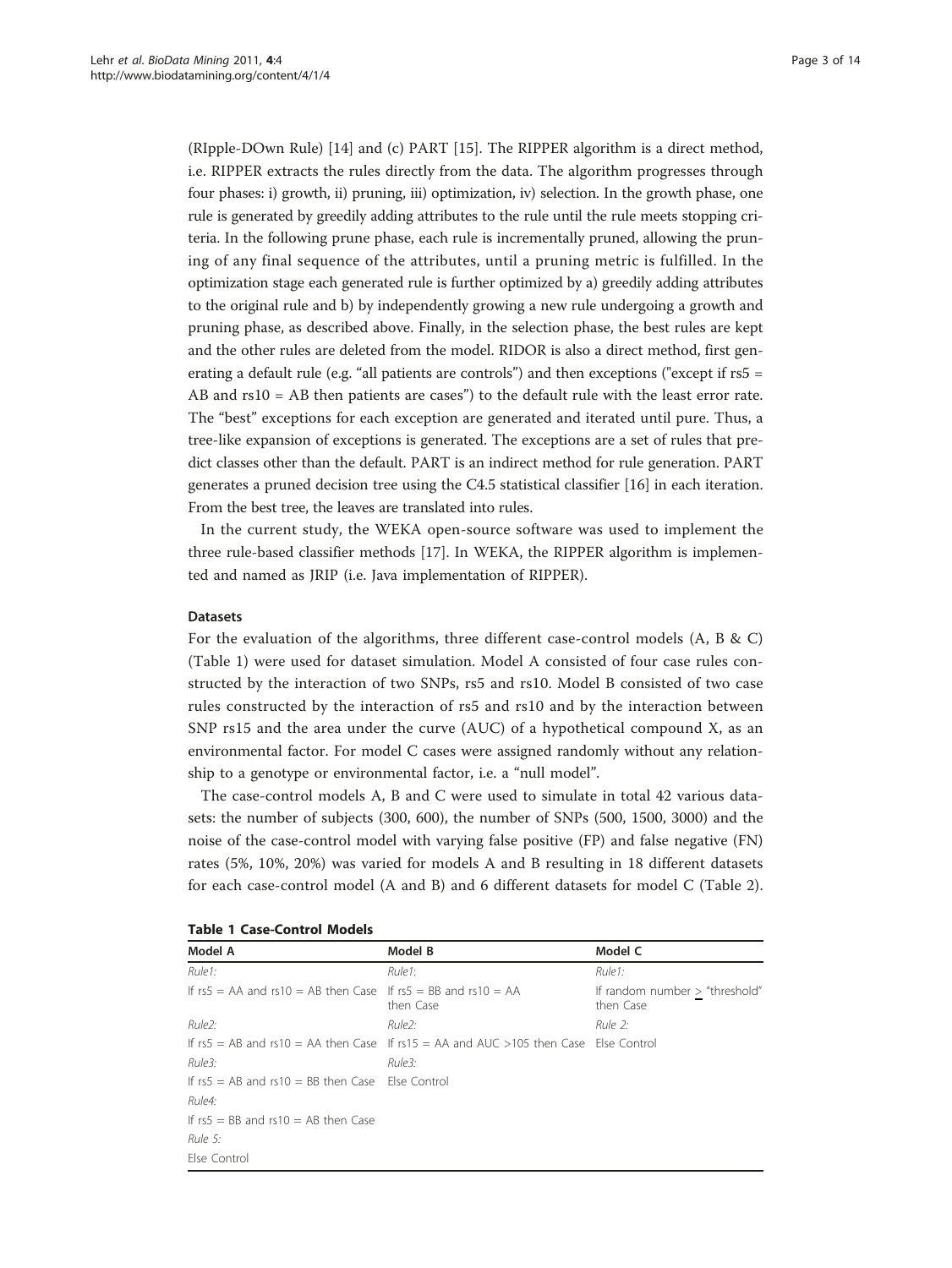(RIpple-DOwn Rule) [14] and (c) PART [15]. The RIPPER algorithm is a direct method, i.e. RIPPER extracts the rules directly from the data. The algorithm progresses through four phases: i) growth, ii) pruning, iii) optimization, iv) selection. In the growth phase, one rule is generated by greedily adding attributes to the rule until the rule meets stopping criteria. In the following prune phase, each rule is incrementally pruned, allowing the pruning of any final sequence of the attributes, until a pruning metric is fulfilled. In the optimization stage each generated rule is further optimized by a) greedily adding attributes to the original rule and b) by independently growing a new rule undergoing a growth and pruning phase, as described above. Finally, in the selection phase, the best rules are kept and the other rules are deleted from the model. RIDOR is also a direct method, first generating a default rule (e.g. "all patients are controls") and then exceptions ("except if rs5 = AB and rs10 = AB then patients are cases") to the default rule with the least error rate. The "best" exceptions for each exception are generated and iterated until pure. Thus, a tree-like expansion of exceptions is generated. The exceptions are a set of rules that predict classes other than the default. PART is an indirect method for rule generation. PART generates a pruned decision tree using the C4.5 statistical classifier [16] in each iteration. From the best tree, the leaves are translated into rules.

In the current study, the WEKA open-source software was used to implement the three rule-based classifier methods [17]. In WEKA, the RIPPER algorithm is implemented and named as JRIP (i.e. Java implementation of RIPPER).

### Datasets

For the evaluation of the algorithms, three different case-control models (A, B & C) (Table 1) were used for dataset simulation. Model A consisted of four case rules constructed by the interaction of two SNPs, rs5 and rs10. Model B consisted of two case rules constructed by the interaction of rs5 and rs10 and by the interaction between SNP rs15 and the area under the curve (AUC) of a hypothetical compound X, as an environmental factor. For model C cases were assigned randomly without any relationship to a genotype or environmental factor, i.e. a "null model".

The case-control models A, B and C were used to simulate in total 42 various datasets: the number of subjects (300, 600), the number of SNPs (500, 1500, 3000) and the noise of the case-control model with varying false positive (FP) and false negative (FN) rates (5%, 10%, 20%) was varied for models A and B resulting in 18 different datasets for each case-control model (A and B) and 6 different datasets for model C (Table 2).

**Table 1 Case-Control Models**

| Model A | Model B | Model C |
|---|---|---|
| *Rule1:* | *Rule1:* | *Rule1:* |
| If rs5 = AA and rs10 = AB then Case | If rs5 = BB and rs10 = AA then Case | If random number ≥ "threshold" then Case |
| *Rule2:* | *Rule2:* | *Rule 2:* |
| If rs5 = AB and rs10 = AA then Case | If rs15 = AA and AUC >105 then Case | Else Control |
| *Rule3:* | *Rule3:* | |
| If rs5 = AB and rs10 = BB then Case | Else Control | |
| *Rule4:* | | |
| If rs5 = BB and rs10 = AB then Case | | |
| *Rule 5:* | | |
| Else Control | | |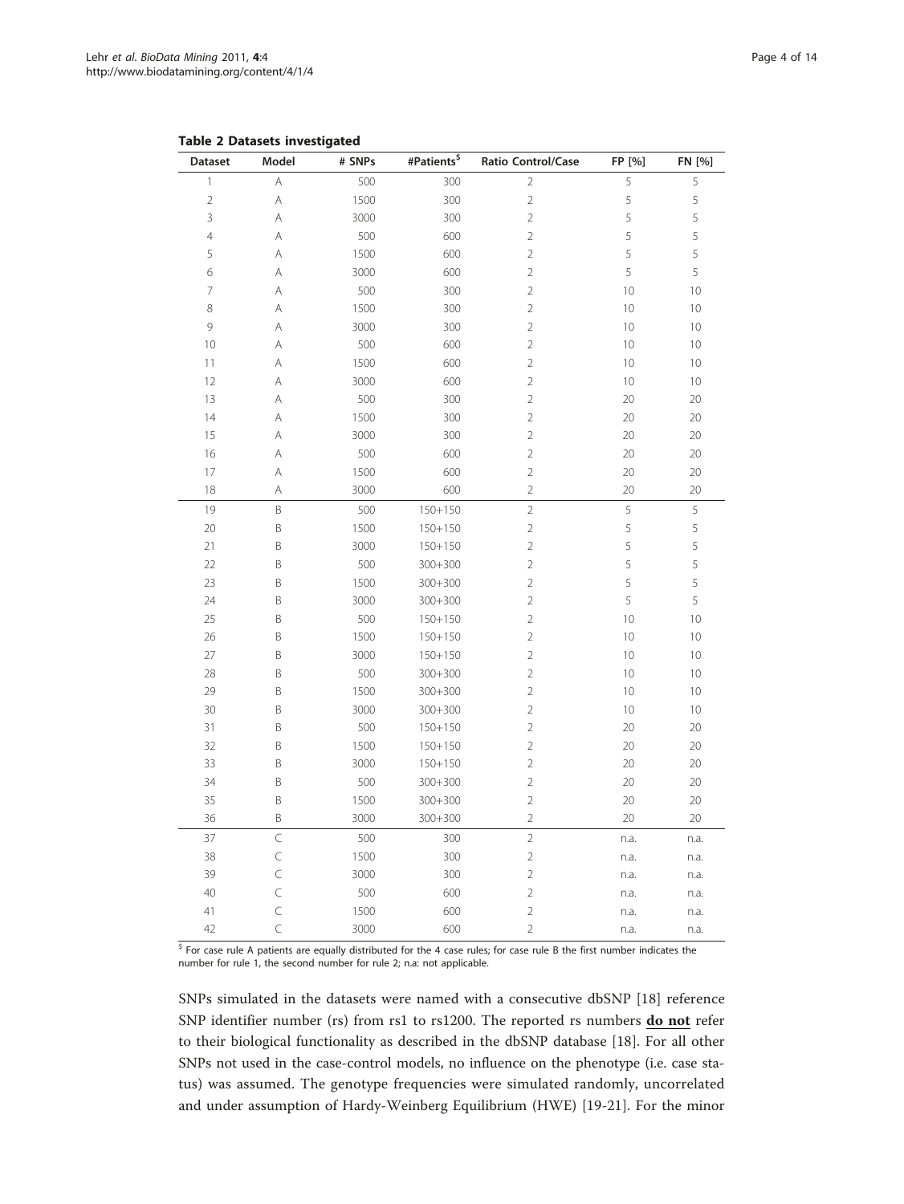**Table 2 Datasets investigated**

| Dataset | Model | # SNPs | #Patients[$] | Ratio Control/Case | FP [%] | FN [%] |
|---|---|---|---|---|---|---|
| 1 | A | 500 | 300 | 2 | 5 | 5 |
| 2 | A | 1500 | 300 | 2 | 5 | 5 |
| 3 | A | 3000 | 300 | 2 | 5 | 5 |
| 4 | A | 500 | 600 | 2 | 5 | 5 |
| 5 | A | 1500 | 600 | 2 | 5 | 5 |
| 6 | A | 3000 | 600 | 2 | 5 | 5 |
| 7 | A | 500 | 300 | 2 | 10 | 10 |
| 8 | A | 1500 | 300 | 2 | 10 | 10 |
| 9 | A | 3000 | 300 | 2 | 10 | 10 |
| 10 | A | 500 | 600 | 2 | 10 | 10 |
| 11 | A | 1500 | 600 | 2 | 10 | 10 |
| 12 | A | 3000 | 600 | 2 | 10 | 10 |
| 13 | A | 500 | 300 | 2 | 20 | 20 |
| 14 | A | 1500 | 300 | 2 | 20 | 20 |
| 15 | A | 3000 | 300 | 2 | 20 | 20 |
| 16 | A | 500 | 600 | 2 | 20 | 20 |
| 17 | A | 1500 | 600 | 2 | 20 | 20 |
| 18 | A | 3000 | 600 | 2 | 20 | 20 |
| 19 | B | 500 | 150+150 | 2 | 5 | 5 |
| 20 | B | 1500 | 150+150 | 2 | 5 | 5 |
| 21 | B | 3000 | 150+150 | 2 | 5 | 5 |
| 22 | B | 500 | 300+300 | 2 | 5 | 5 |
| 23 | B | 1500 | 300+300 | 2 | 5 | 5 |
| 24 | B | 3000 | 300+300 | 2 | 5 | 5 |
| 25 | B | 500 | 150+150 | 2 | 10 | 10 |
| 26 | B | 1500 | 150+150 | 2 | 10 | 10 |
| 27 | B | 3000 | 150+150 | 2 | 10 | 10 |
| 28 | B | 500 | 300+300 | 2 | 10 | 10 |
| 29 | B | 1500 | 300+300 | 2 | 10 | 10 |
| 30 | B | 3000 | 300+300 | 2 | 10 | 10 |
| 31 | B | 500 | 150+150 | 2 | 20 | 20 |
| 32 | B | 1500 | 150+150 | 2 | 20 | 20 |
| 33 | B | 3000 | 150+150 | 2 | 20 | 20 |
| 34 | B | 500 | 300+300 | 2 | 20 | 20 |
| 35 | B | 1500 | 300+300 | 2 | 20 | 20 |
| 36 | B | 3000 | 300+300 | 2 | 20 | 20 |
| 37 | C | 500 | 300 | 2 | n.a. | n.a. |
| 38 | C | 1500 | 300 | 2 | n.a. | n.a. |
| 39 | C | 3000 | 300 | 2 | n.a. | n.a. |
| 40 | C | 500 | 600 | 2 | n.a. | n.a. |
| 41 | C | 1500 | 600 | 2 | n.a. | n.a. |
| 42 | C | 3000 | 600 | 2 | n.a. | n.a. |

[$] For case rule A patients are equally distributed for the 4 case rules; for case rule B the first number indicates the number for rule 1, the second number for rule 2; n.a: not applicable.

SNPs simulated in the datasets were named with a consecutive dbSNP [18] reference SNP identifier number (rs) from rs1 to rs1200. The reported rs numbers **do not** refer to their biological functionality as described in the dbSNP database [18]. For all other SNPs not used in the case-control models, no influence on the phenotype (i.e. case status) was assumed. The genotype frequencies were simulated randomly, uncorrelated and under assumption of Hardy-Weinberg Equilibrium (HWE) [19-21]. For the minor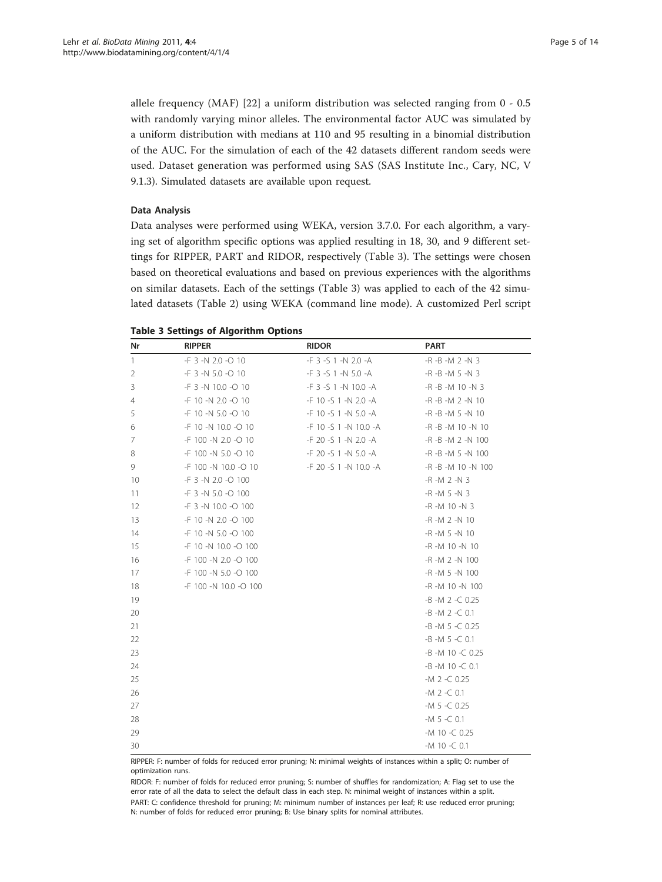allele frequency (MAF) [22] a uniform distribution was selected ranging from 0 - 0.5 with randomly varying minor alleles. The environmental factor AUC was simulated by a uniform distribution with medians at 110 and 95 resulting in a binomial distribution of the AUC. For the simulation of each of the 42 datasets different random seeds were used. Dataset generation was performed using SAS (SAS Institute Inc., Cary, NC, V 9.1.3). Simulated datasets are available upon request.

### Data Analysis

Data analyses were performed using WEKA, version 3.7.0. For each algorithm, a varying set of algorithm specific options was applied resulting in 18, 30, and 9 different settings for RIPPER, PART and RIDOR, respectively (Table 3). The settings were chosen based on theoretical evaluations and based on previous experiences with the algorithms on similar datasets. Each of the settings (Table 3) was applied to each of the 42 simulated datasets (Table 2) using WEKA (command line mode). A customized Perl script

**Table 3 Settings of Algorithm Options**

| Nr | RIPPER | RIDOR | PART |
|---|---|---|---|
| 1 | -F 3 -N 2.0 -O 10 | -F 3 -S 1 -N 2.0 -A | -R -B -M 2 -N 3 |
| 2 | -F 3 -N 5.0 -O 10 | -F 3 -S 1 -N 5.0 -A | -R -B -M 5 -N 3 |
| 3 | -F 3 -N 10.0 -O 10 | -F 3 -S 1 -N 10.0 -A | -R -B -M 10 -N 3 |
| 4 | -F 10 -N 2.0 -O 10 | -F 10 -S 1 -N 2.0 -A | -R -B -M 2 -N 10 |
| 5 | -F 10 -N 5.0 -O 10 | -F 10 -S 1 -N 5.0 -A | -R -B -M 5 -N 10 |
| 6 | -F 10 -N 10.0 -O 10 | -F 10 -S 1 -N 10.0 -A | -R -B -M 10 -N 10 |
| 7 | -F 100 -N 2.0 -O 10 | -F 20 -S 1 -N 2.0 -A | -R -B -M 2 -N 100 |
| 8 | -F 100 -N 5.0 -O 10 | -F 20 -S 1 -N 5.0 -A | -R -B -M 5 -N 100 |
| 9 | -F 100 -N 10.0 -O 10 | -F 20 -S 1 -N 10.0 -A | -R -B -M 10 -N 100 |
| 10 | -F 3 -N 2.0 -O 100 | | -R -M 2 -N 3 |
| 11 | -F 3 -N 5.0 -O 100 | | -R -M 5 -N 3 |
| 12 | -F 3 -N 10.0 -O 100 | | -R -M 10 -N 3 |
| 13 | -F 10 -N 2.0 -O 100 | | -R -M 2 -N 10 |
| 14 | -F 10 -N 5.0 -O 100 | | -R -M 5 -N 10 |
| 15 | -F 10 -N 10.0 -O 100 | | -R -M 10 -N 10 |
| 16 | -F 100 -N 2.0 -O 100 | | -R -M 2 -N 100 |
| 17 | -F 100 -N 5.0 -O 100 | | -R -M 5 -N 100 |
| 18 | -F 100 -N 10.0 -O 100 | | -R -M 10 -N 100 |
| 19 | | | -B -M 2 -C 0.25 |
| 20 | | | -B -M 2 -C 0.1 |
| 21 | | | -B -M 5 -C 0.25 |
| 22 | | | -B -M 5 -C 0.1 |
| 23 | | | -B -M 10 -C 0.25 |
| 24 | | | -B -M 10 -C 0.1 |
| 25 | | | -M 2 -C 0.25 |
| 26 | | | -M 2 -C 0.1 |
| 27 | | | -M 5 -C 0.25 |
| 28 | | | -M 5 -C 0.1 |
| 29 | | | -M 10 -C 0.25 |
| 30 | | | -M 10 -C 0.1 |

RIPPER: F: number of folds for reduced error pruning; N: minimal weights of instances within a split; O: number of optimization runs.

RIDOR: F: number of folds for reduced error pruning; S: number of shuffles for randomization; A: Flag set to use the error rate of all the data to select the default class in each step. N: minimal weight of instances within a split.

PART: C: confidence threshold for pruning; M: minimum number of instances per leaf; R: use reduced error pruning; N: number of folds for reduced error pruning; B: Use binary splits for nominal attributes.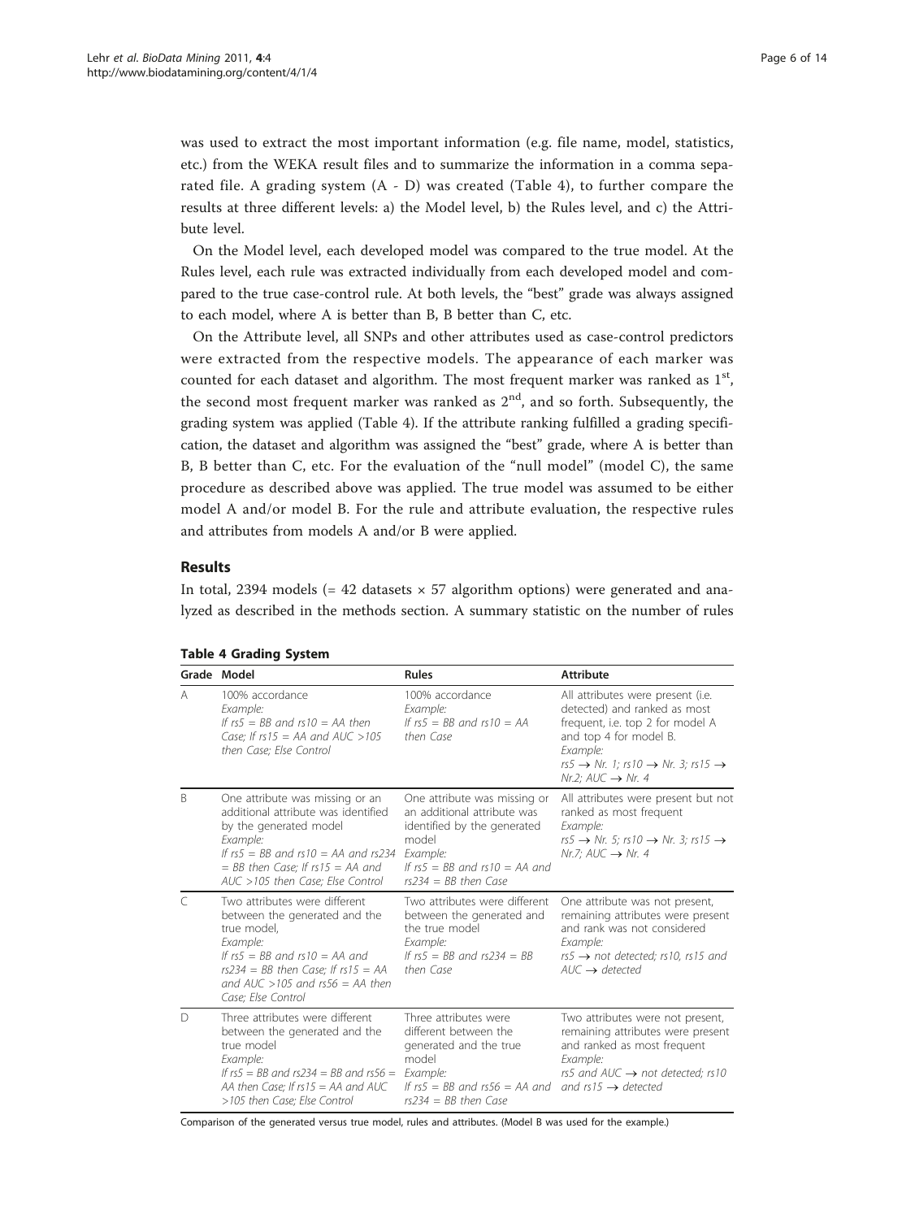was used to extract the most important information (e.g. file name, model, statistics, etc.) from the WEKA result files and to summarize the information in a comma separated file. A grading system (A - D) was created (Table 4), to further compare the results at three different levels: a) the Model level, b) the Rules level, and c) the Attribute level.

On the Model level, each developed model was compared to the true model. At the Rules level, each rule was extracted individually from each developed model and compared to the true case-control rule. At both levels, the "best" grade was always assigned to each model, where A is better than B, B better than C, etc.

On the Attribute level, all SNPs and other attributes used as case-control predictors were extracted from the respective models. The appearance of each marker was counted for each dataset and algorithm. The most frequent marker was ranked as 1[st], the second most frequent marker was ranked as 2[nd], and so forth. Subsequently, the grading system was applied (Table 4). If the attribute ranking fulfilled a grading specification, the dataset and algorithm was assigned the "best" grade, where A is better than B, B better than C, etc. For the evaluation of the "null model" (model C), the same procedure as described above was applied. The true model was assumed to be either model A and/or model B. For the rule and attribute evaluation, the respective rules and attributes from models A and/or B were applied.

## Results

In total, 2394 models (= 42 datasets × 57 algorithm options) were generated and analyzed as described in the methods section. A summary statistic on the number of rules

**Table 4 Grading System**

| Grade | Model | Rules | Attribute |
|---|---|---|---|
| A | 100% accordance *Example:* *If rs5 = BB and rs10 = AA then Case; If rs15 = AA and AUC >105 then Case; Else Control* | 100% accordance *Example:* *If rs5 = BB and rs10 = AA then Case* | All attributes were present (i.e. detected) and ranked as most frequent, i.e. top 2 for model A and top 4 for model B. *Example:* *rs5 → Nr. 1; rs10 → Nr. 3; rs15 → Nr.2; AUC → Nr. 4* |
| B | One attribute was missing or an additional attribute was identified by the generated model *Example:* *If rs5 = BB and rs10 = AA and rs234 = BB then Case; If rs15 = AA and AUC >105 then Case; Else Control* | One attribute was missing or an additional attribute was identified by the generated model *Example:* *If rs5 = BB and rs10 = AA and rs234 = BB then Case* | All attributes were present but not ranked as most frequent *Example:* *rs5 → Nr. 5; rs10 → Nr. 3; rs15 → Nr.7; AUC → Nr. 4* |
| C | Two attributes were different between the generated and the true model, *Example:* *If rs5 = BB and rs10 = AA and rs234 = BB then Case; If rs15 = AA and AUC >105 and rs56 = AA then Case; Else Control* | Two attributes were different between the generated and the true model *Example:* *If rs5 = BB and rs234 = BB then Case* | One attribute was not present, remaining attributes were present and rank was not considered *Example:* *rs5 → not detected; rs10, rs15 and AUC → detected* |
| D | Three attributes were different between the generated and the true model *Example:* *If rs5 = BB and rs234 = BB and rs56 = AA then Case; If rs15 = AA and AUC >105 then Case; Else Control* | Three attributes were different between the generated and the true model *Example:* *If rs5 = BB and rs56 = AA and rs234 = BB then Case* | Two attributes were not present, remaining attributes were present and ranked as most frequent *Example:* *rs5 and AUC → not detected; rs10 and rs15 → detected* |

Comparison of the generated versus true model, rules and attributes. (Model B was used for the example.)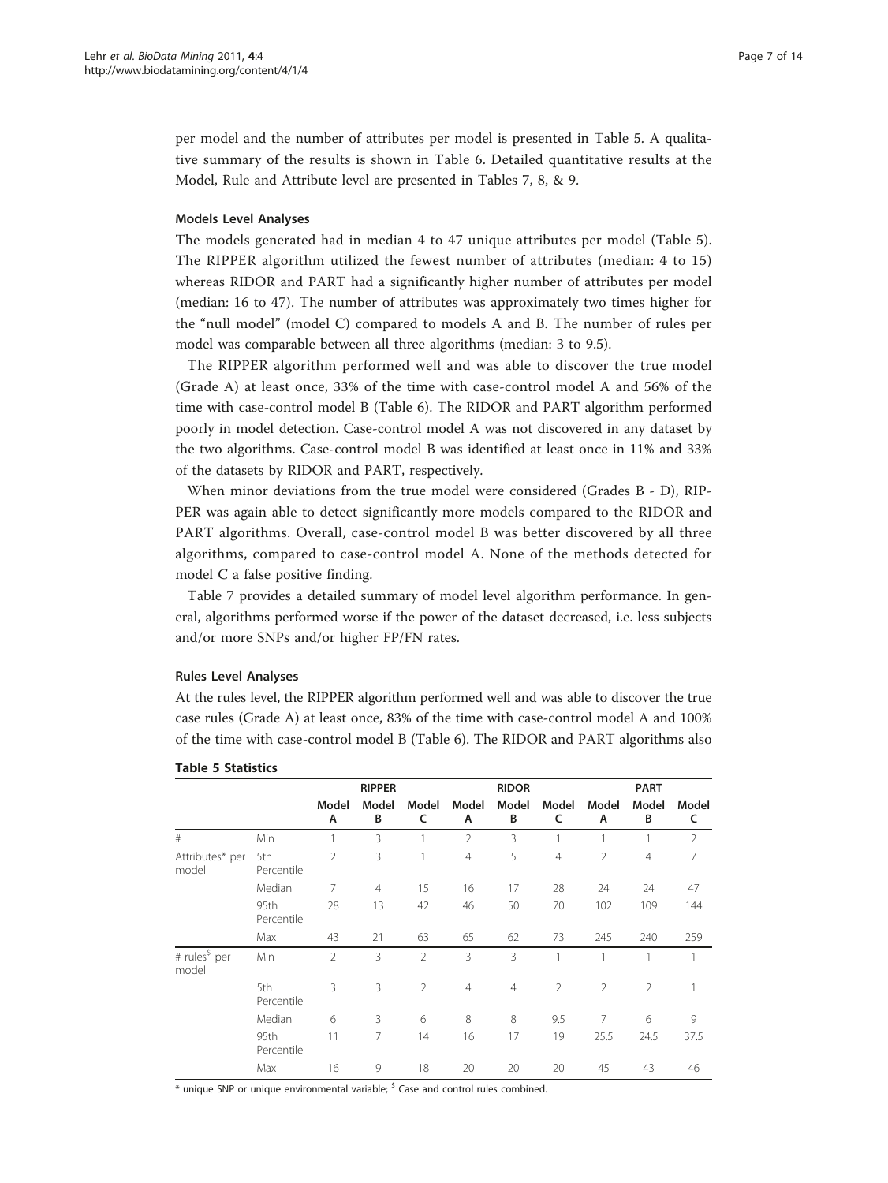per model and the number of attributes per model is presented in Table 5. A qualitative summary of the results is shown in Table 6. Detailed quantitative results at the Model, Rule and Attribute level are presented in Tables 7, 8, & 9.

### Models Level Analyses

The models generated had in median 4 to 47 unique attributes per model (Table 5). The RIPPER algorithm utilized the fewest number of attributes (median: 4 to 15) whereas RIDOR and PART had a significantly higher number of attributes per model (median: 16 to 47). The number of attributes was approximately two times higher for the "null model" (model C) compared to models A and B. The number of rules per model was comparable between all three algorithms (median: 3 to 9.5).

The RIPPER algorithm performed well and was able to discover the true model (Grade A) at least once, 33% of the time with case-control model A and 56% of the time with case-control model B (Table 6). The RIDOR and PART algorithm performed poorly in model detection. Case-control model A was not discovered in any dataset by the two algorithms. Case-control model B was identified at least once in 11% and 33% of the datasets by RIDOR and PART, respectively.

When minor deviations from the true model were considered (Grades B - D), RIPPER was again able to detect significantly more models compared to the RIDOR and PART algorithms. Overall, case-control model B was better discovered by all three algorithms, compared to case-control model A. None of the methods detected for model C a false positive finding.

Table 7 provides a detailed summary of model level algorithm performance. In general, algorithms performed worse if the power of the dataset decreased, i.e. less subjects and/or more SNPs and/or higher FP/FN rates.

### Rules Level Analyses

At the rules level, the RIPPER algorithm performed well and was able to discover the true case rules (Grade A) at least once, 83% of the time with case-control model A and 100% of the time with case-control model B (Table 6). The RIDOR and PART algorithms also

**Table 5 Statistics**

| | | RIPPER | | | RIDOR | | | PART | | |
|---|---|---|---|---|---|---|---|---|---|---|
| | | Model A | Model B | Model C | Model A | Model B | Model C | Model A | Model B | Model C |
| # Attributes* per model | Min | 1 | 3 | 1 | 2 | 3 | 1 | 1 | 1 | 2 |
| | 5th Percentile | 2 | 3 | 1 | 4 | 5 | 4 | 2 | 4 | 7 |
| | Median | 7 | 4 | 15 | 16 | 17 | 28 | 24 | 24 | 47 |
| | 95th Percentile | 28 | 13 | 42 | 46 | 50 | 70 | 102 | 109 | 144 |
| | Max | 43 | 21 | 63 | 65 | 62 | 73 | 245 | 240 | 259 |
| # rules[$] per model | Min | 2 | 3 | 2 | 3 | 3 | 1 | 1 | 1 | 1 |
| | 5th Percentile | 3 | 3 | 2 | 4 | 4 | 2 | 2 | 2 | 1 |
| | Median | 6 | 3 | 6 | 8 | 8 | 9.5 | 7 | 6 | 9 |
| | 95th Percentile | 11 | 7 | 14 | 16 | 17 | 19 | 25.5 | 24.5 | 37.5 |
| | Max | 16 | 9 | 18 | 20 | 20 | 20 | 45 | 43 | 46 |

* unique SNP or unique environmental variable; [$] Case and control rules combined.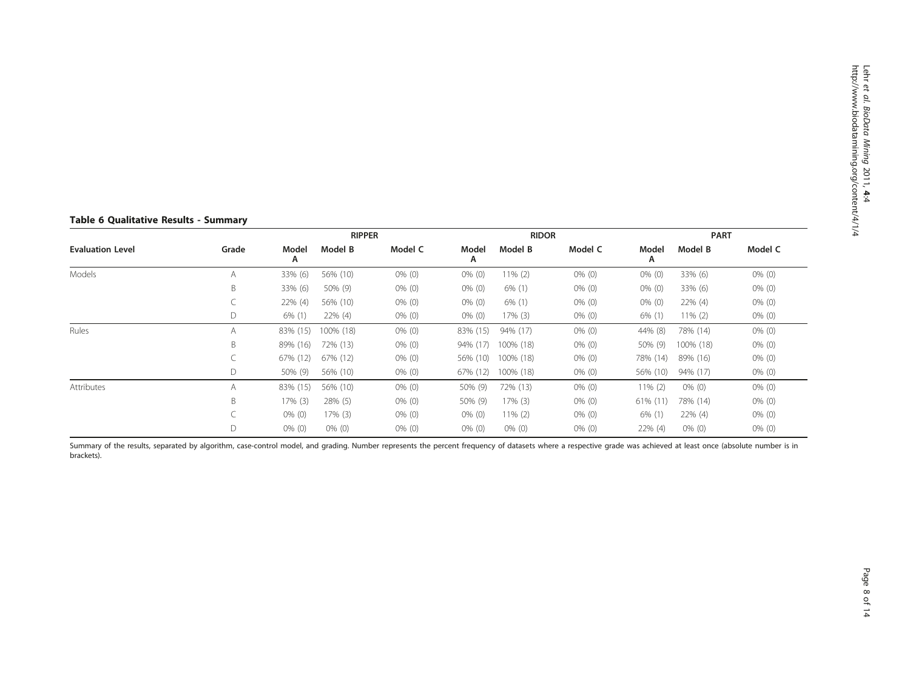**Table 6 Qualitative Results - Summary**

| Evaluation Level | Grade | RIPPER | | | RIDOR | | | PART | | |
|---|---|---|---|---|---|---|---|---|---|---|
| | | Model A | Model B | Model C | Model A | Model B | Model C | Model A | Model B | Model C |
| Models | A | 33% (6) | 56% (10) | 0% (0) | 0% (0) | 11% (2) | 0% (0) | 0% (0) | 33% (6) | 0% (0) |
| | B | 33% (6) | 50% (9) | 0% (0) | 0% (0) | 6% (1) | 0% (0) | 0% (0) | 33% (6) | 0% (0) |
| | C | 22% (4) | 56% (10) | 0% (0) | 0% (0) | 6% (1) | 0% (0) | 0% (0) | 22% (4) | 0% (0) |
| | D | 6% (1) | 22% (4) | 0% (0) | 0% (0) | 17% (3) | 0% (0) | 6% (1) | 11% (2) | 0% (0) |
| Rules | A | 83% (15) | 100% (18) | 0% (0) | 83% (15) | 94% (17) | 0% (0) | 44% (8) | 78% (14) | 0% (0) |
| | B | 89% (16) | 72% (13) | 0% (0) | 94% (17) | 100% (18) | 0% (0) | 50% (9) | 100% (18) | 0% (0) |
| | C | 67% (12) | 67% (12) | 0% (0) | 56% (10) | 100% (18) | 0% (0) | 78% (14) | 89% (16) | 0% (0) |
| | D | 50% (9) | 56% (10) | 0% (0) | 67% (12) | 100% (18) | 0% (0) | 56% (10) | 94% (17) | 0% (0) |
| Attributes | A | 83% (15) | 56% (10) | 0% (0) | 50% (9) | 72% (13) | 0% (0) | 11% (2) | 0% (0) | 0% (0) |
| | B | 17% (3) | 28% (5) | 0% (0) | 50% (9) | 17% (3) | 0% (0) | 61% (11) | 78% (14) | 0% (0) |
| | C | 0% (0) | 17% (3) | 0% (0) | 0% (0) | 11% (2) | 0% (0) | 6% (1) | 22% (4) | 0% (0) |
| | D | 0% (0) | 0% (0) | 0% (0) | 0% (0) | 0% (0) | 0% (0) | 22% (4) | 0% (0) | 0% (0) |

Summary of the results, separated by algorithm, case-control model, and grading. Number represents the percent frequency of datasets where a respective grade was achieved at least once (absolute number is in brackets).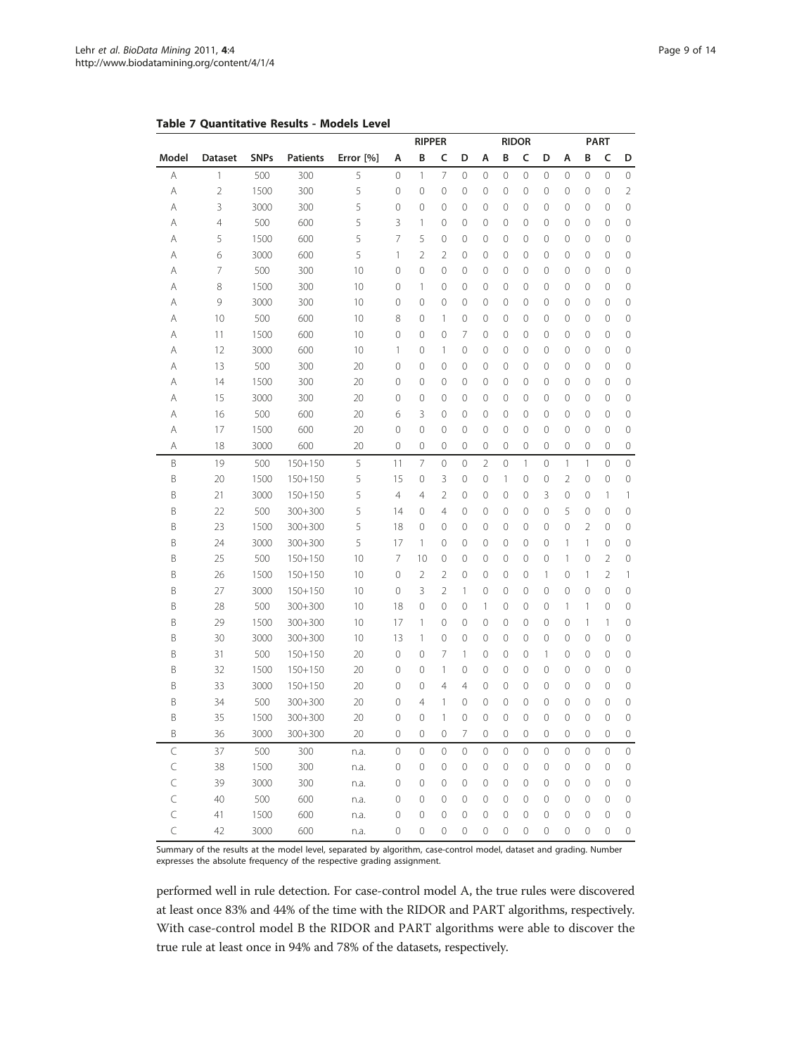**Table 7 Quantitative Results - Models Level**

| | | | | | RIPPER | | | | RIDOR | | | | PART | | | |
|---|---|---|---|---|---|---|---|---|---|---|---|---|---|---|---|---|
| Model | Dataset | SNPs | Patients | Error [%] | A | B | C | D | A | B | C | D | A | B | C | D |
| A | 1 | 500 | 300 | 5 | 0 | 1 | 7 | 0 | 0 | 0 | 0 | 0 | 0 | 0 | 0 | 0 |
| A | 2 | 1500 | 300 | 5 | 0 | 0 | 0 | 0 | 0 | 0 | 0 | 0 | 0 | 0 | 0 | 2 |
| A | 3 | 3000 | 300 | 5 | 0 | 0 | 0 | 0 | 0 | 0 | 0 | 0 | 0 | 0 | 0 | 0 |
| A | 4 | 500 | 600 | 5 | 3 | 1 | 0 | 0 | 0 | 0 | 0 | 0 | 0 | 0 | 0 | 0 |
| A | 5 | 1500 | 600 | 5 | 7 | 5 | 0 | 0 | 0 | 0 | 0 | 0 | 0 | 0 | 0 | 0 |
| A | 6 | 3000 | 600 | 5 | 1 | 2 | 2 | 0 | 0 | 0 | 0 | 0 | 0 | 0 | 0 | 0 |
| A | 7 | 500 | 300 | 10 | 0 | 0 | 0 | 0 | 0 | 0 | 0 | 0 | 0 | 0 | 0 | 0 |
| A | 8 | 1500 | 300 | 10 | 0 | 1 | 0 | 0 | 0 | 0 | 0 | 0 | 0 | 0 | 0 | 0 |
| A | 9 | 3000 | 300 | 10 | 0 | 0 | 0 | 0 | 0 | 0 | 0 | 0 | 0 | 0 | 0 | 0 |
| A | 10 | 500 | 600 | 10 | 8 | 0 | 1 | 0 | 0 | 0 | 0 | 0 | 0 | 0 | 0 | 0 |
| A | 11 | 1500 | 600 | 10 | 0 | 0 | 0 | 7 | 0 | 0 | 0 | 0 | 0 | 0 | 0 | 0 |
| A | 12 | 3000 | 600 | 10 | 1 | 0 | 1 | 0 | 0 | 0 | 0 | 0 | 0 | 0 | 0 | 0 |
| A | 13 | 500 | 300 | 20 | 0 | 0 | 0 | 0 | 0 | 0 | 0 | 0 | 0 | 0 | 0 | 0 |
| A | 14 | 1500 | 300 | 20 | 0 | 0 | 0 | 0 | 0 | 0 | 0 | 0 | 0 | 0 | 0 | 0 |
| A | 15 | 3000 | 300 | 20 | 0 | 0 | 0 | 0 | 0 | 0 | 0 | 0 | 0 | 0 | 0 | 0 |
| A | 16 | 500 | 600 | 20 | 6 | 3 | 0 | 0 | 0 | 0 | 0 | 0 | 0 | 0 | 0 | 0 |
| A | 17 | 1500 | 600 | 20 | 0 | 0 | 0 | 0 | 0 | 0 | 0 | 0 | 0 | 0 | 0 | 0 |
| A | 18 | 3000 | 600 | 20 | 0 | 0 | 0 | 0 | 0 | 0 | 0 | 0 | 0 | 0 | 0 | 0 |
| B | 19 | 500 | 150+150 | 5 | 11 | 7 | 0 | 0 | 2 | 0 | 1 | 0 | 1 | 1 | 0 | 0 |
| B | 20 | 1500 | 150+150 | 5 | 15 | 0 | 3 | 0 | 0 | 1 | 0 | 0 | 2 | 0 | 0 | 0 |
| B | 21 | 3000 | 150+150 | 5 | 4 | 4 | 2 | 0 | 0 | 0 | 0 | 3 | 0 | 0 | 1 | 1 |
| B | 22 | 500 | 300+300 | 5 | 14 | 0 | 4 | 0 | 0 | 0 | 0 | 0 | 5 | 0 | 0 | 0 |
| B | 23 | 1500 | 300+300 | 5 | 18 | 0 | 0 | 0 | 0 | 0 | 0 | 0 | 0 | 2 | 0 | 0 |
| B | 24 | 3000 | 300+300 | 5 | 17 | 1 | 0 | 0 | 0 | 0 | 0 | 0 | 1 | 1 | 0 | 0 |
| B | 25 | 500 | 150+150 | 10 | 7 | 10 | 0 | 0 | 0 | 0 | 0 | 0 | 1 | 0 | 2 | 0 |
| B | 26 | 1500 | 150+150 | 10 | 0 | 2 | 2 | 0 | 0 | 0 | 0 | 1 | 0 | 1 | 2 | 1 |
| B | 27 | 3000 | 150+150 | 10 | 0 | 3 | 2 | 1 | 0 | 0 | 0 | 0 | 0 | 0 | 0 | 0 |
| B | 28 | 500 | 300+300 | 10 | 18 | 0 | 0 | 0 | 1 | 0 | 0 | 0 | 1 | 1 | 0 | 0 |
| B | 29 | 1500 | 300+300 | 10 | 17 | 1 | 0 | 0 | 0 | 0 | 0 | 0 | 0 | 1 | 1 | 0 |
| B | 30 | 3000 | 300+300 | 10 | 13 | 1 | 0 | 0 | 0 | 0 | 0 | 0 | 0 | 0 | 0 | 0 |
| B | 31 | 500 | 150+150 | 20 | 0 | 0 | 7 | 1 | 0 | 0 | 0 | 1 | 0 | 0 | 0 | 0 |
| B | 32 | 1500 | 150+150 | 20 | 0 | 0 | 1 | 0 | 0 | 0 | 0 | 0 | 0 | 0 | 0 | 0 |
| B | 33 | 3000 | 150+150 | 20 | 0 | 0 | 4 | 4 | 0 | 0 | 0 | 0 | 0 | 0 | 0 | 0 |
| B | 34 | 500 | 300+300 | 20 | 0 | 4 | 1 | 0 | 0 | 0 | 0 | 0 | 0 | 0 | 0 | 0 |
| B | 35 | 1500 | 300+300 | 20 | 0 | 0 | 1 | 0 | 0 | 0 | 0 | 0 | 0 | 0 | 0 | 0 |
| B | 36 | 3000 | 300+300 | 20 | 0 | 0 | 0 | 7 | 0 | 0 | 0 | 0 | 0 | 0 | 0 | 0 |
| C | 37 | 500 | 300 | n.a. | 0 | 0 | 0 | 0 | 0 | 0 | 0 | 0 | 0 | 0 | 0 | 0 |
| C | 38 | 1500 | 300 | n.a. | 0 | 0 | 0 | 0 | 0 | 0 | 0 | 0 | 0 | 0 | 0 | 0 |
| C | 39 | 3000 | 300 | n.a. | 0 | 0 | 0 | 0 | 0 | 0 | 0 | 0 | 0 | 0 | 0 | 0 |
| C | 40 | 500 | 600 | n.a. | 0 | 0 | 0 | 0 | 0 | 0 | 0 | 0 | 0 | 0 | 0 | 0 |
| C | 41 | 1500 | 600 | n.a. | 0 | 0 | 0 | 0 | 0 | 0 | 0 | 0 | 0 | 0 | 0 | 0 |
| C | 42 | 3000 | 600 | n.a. | 0 | 0 | 0 | 0 | 0 | 0 | 0 | 0 | 0 | 0 | 0 | 0 |

Summary of the results at the model level, separated by algorithm, case-control model, dataset and grading. Number expresses the absolute frequency of the respective grading assignment.

performed well in rule detection. For case-control model A, the true rules were discovered at least once 83% and 44% of the time with the RIDOR and PART algorithms, respectively. With case-control model B the RIDOR and PART algorithms were able to discover the true rule at least once in 94% and 78% of the datasets, respectively.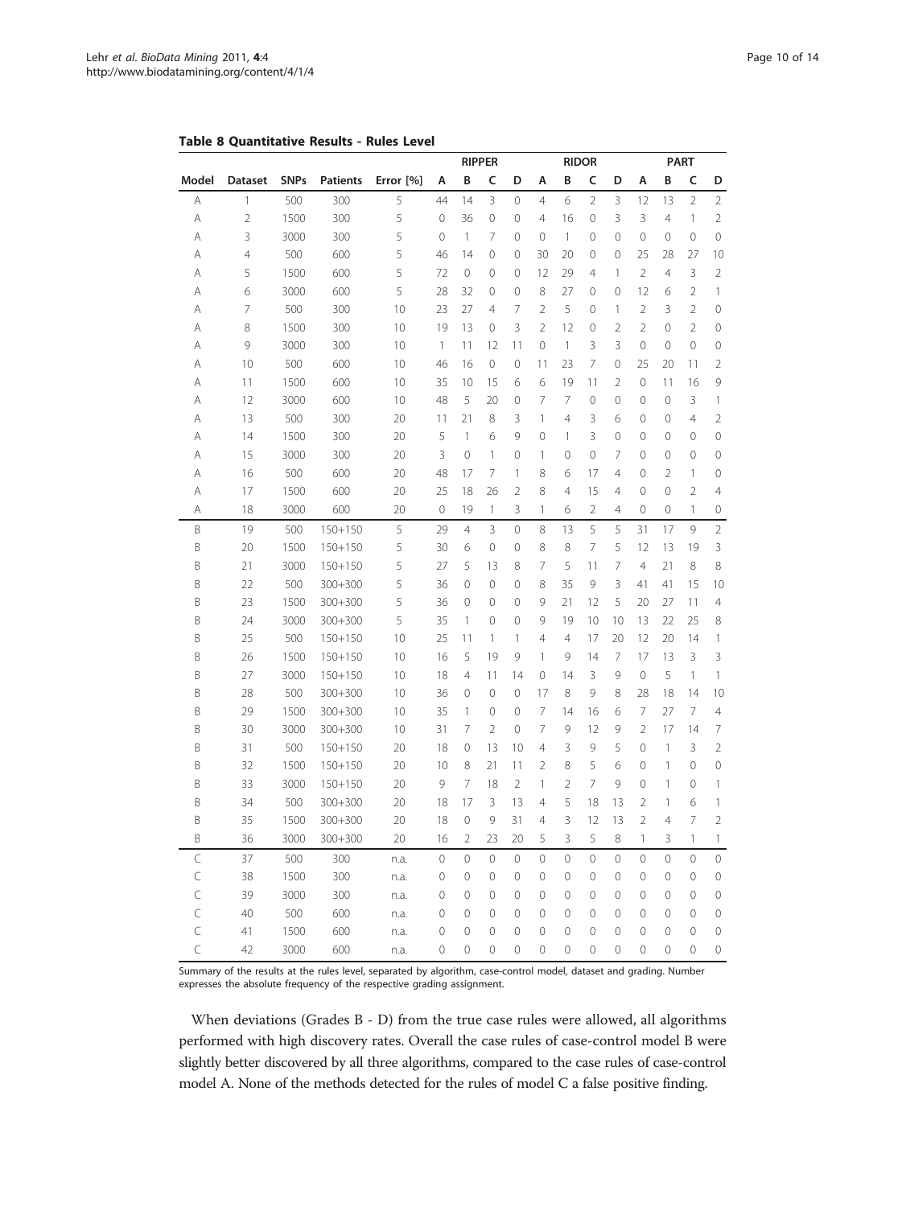**Table 8 Quantitative Results - Rules Level**

| | | | | | RIPPER | | | | RIDOR | | | | PART | | | |
|---|---|---|---|---|---|---|---|---|---|---|---|---|---|---|---|---|
| Model | Dataset | SNPs | Patients | Error [%] | A | B | C | D | A | B | C | D | A | B | C | D |
| A | 1 | 500 | 300 | 5 | 44 | 14 | 3 | 0 | 4 | 6 | 2 | 3 | 12 | 13 | 2 | 2 |
| A | 2 | 1500 | 300 | 5 | 0 | 36 | 0 | 0 | 4 | 16 | 0 | 3 | 3 | 4 | 1 | 2 |
| A | 3 | 3000 | 300 | 5 | 0 | 1 | 7 | 0 | 0 | 1 | 0 | 0 | 0 | 0 | 0 | 0 |
| A | 4 | 500 | 600 | 5 | 46 | 14 | 0 | 0 | 30 | 20 | 0 | 0 | 25 | 28 | 27 | 10 |
| A | 5 | 1500 | 600 | 5 | 72 | 0 | 0 | 0 | 12 | 29 | 4 | 1 | 2 | 4 | 3 | 2 |
| A | 6 | 3000 | 600 | 5 | 28 | 32 | 0 | 0 | 8 | 27 | 0 | 0 | 12 | 6 | 2 | 1 |
| A | 7 | 500 | 300 | 10 | 23 | 27 | 4 | 7 | 2 | 5 | 0 | 1 | 2 | 3 | 2 | 0 |
| A | 8 | 1500 | 300 | 10 | 19 | 13 | 0 | 3 | 2 | 12 | 0 | 2 | 2 | 0 | 2 | 0 |
| A | 9 | 3000 | 300 | 10 | 1 | 11 | 12 | 11 | 0 | 1 | 3 | 3 | 0 | 0 | 0 | 0 |
| A | 10 | 500 | 600 | 10 | 46 | 16 | 0 | 0 | 11 | 23 | 7 | 0 | 25 | 20 | 11 | 2 |
| A | 11 | 1500 | 600 | 10 | 35 | 10 | 15 | 6 | 6 | 19 | 11 | 2 | 0 | 11 | 16 | 9 |
| A | 12 | 3000 | 600 | 10 | 48 | 5 | 20 | 0 | 7 | 7 | 0 | 0 | 0 | 0 | 3 | 1 |
| A | 13 | 500 | 300 | 20 | 11 | 21 | 8 | 3 | 1 | 4 | 3 | 6 | 0 | 0 | 4 | 2 |
| A | 14 | 1500 | 300 | 20 | 5 | 1 | 6 | 9 | 0 | 1 | 3 | 0 | 0 | 0 | 0 | 0 |
| A | 15 | 3000 | 300 | 20 | 3 | 0 | 1 | 0 | 1 | 0 | 0 | 7 | 0 | 0 | 0 | 0 |
| A | 16 | 500 | 600 | 20 | 48 | 17 | 7 | 1 | 8 | 6 | 17 | 4 | 0 | 2 | 1 | 0 |
| A | 17 | 1500 | 600 | 20 | 25 | 18 | 26 | 2 | 8 | 4 | 15 | 4 | 0 | 0 | 2 | 4 |
| A | 18 | 3000 | 600 | 20 | 0 | 19 | 1 | 3 | 1 | 6 | 2 | 4 | 0 | 0 | 1 | 0 |
| B | 19 | 500 | 150+150 | 5 | 29 | 4 | 3 | 0 | 8 | 13 | 5 | 5 | 31 | 17 | 9 | 2 |
| B | 20 | 1500 | 150+150 | 5 | 30 | 6 | 0 | 0 | 8 | 8 | 7 | 5 | 12 | 13 | 19 | 3 |
| B | 21 | 3000 | 150+150 | 5 | 27 | 5 | 13 | 8 | 7 | 5 | 11 | 7 | 4 | 21 | 8 | 8 |
| B | 22 | 500 | 300+300 | 5 | 36 | 0 | 0 | 0 | 8 | 35 | 9 | 3 | 41 | 41 | 15 | 10 |
| B | 23 | 1500 | 300+300 | 5 | 36 | 0 | 0 | 0 | 9 | 21 | 12 | 5 | 20 | 27 | 11 | 4 |
| B | 24 | 3000 | 300+300 | 5 | 35 | 1 | 0 | 0 | 9 | 19 | 10 | 10 | 13 | 22 | 25 | 8 |
| B | 25 | 500 | 150+150 | 10 | 25 | 11 | 1 | 1 | 4 | 4 | 17 | 20 | 12 | 20 | 14 | 1 |
| B | 26 | 1500 | 150+150 | 10 | 16 | 5 | 19 | 9 | 1 | 9 | 14 | 7 | 17 | 13 | 3 | 3 |
| B | 27 | 3000 | 150+150 | 10 | 18 | 4 | 11 | 14 | 0 | 14 | 3 | 9 | 0 | 5 | 1 | 1 |
| B | 28 | 500 | 300+300 | 10 | 36 | 0 | 0 | 0 | 17 | 8 | 9 | 8 | 28 | 18 | 14 | 10 |
| B | 29 | 1500 | 300+300 | 10 | 35 | 1 | 0 | 0 | 7 | 14 | 16 | 6 | 7 | 27 | 7 | 4 |
| B | 30 | 3000 | 300+300 | 10 | 31 | 7 | 2 | 0 | 7 | 9 | 12 | 9 | 2 | 17 | 14 | 7 |
| B | 31 | 500 | 150+150 | 20 | 18 | 0 | 13 | 10 | 4 | 3 | 9 | 5 | 0 | 1 | 3 | 2 |
| B | 32 | 1500 | 150+150 | 20 | 10 | 8 | 21 | 11 | 2 | 8 | 5 | 6 | 0 | 1 | 0 | 0 |
| B | 33 | 3000 | 150+150 | 20 | 9 | 7 | 18 | 2 | 1 | 2 | 7 | 9 | 0 | 1 | 0 | 1 |
| B | 34 | 500 | 300+300 | 20 | 18 | 17 | 3 | 13 | 4 | 5 | 18 | 13 | 2 | 1 | 6 | 1 |
| B | 35 | 1500 | 300+300 | 20 | 18 | 0 | 9 | 31 | 4 | 3 | 12 | 13 | 2 | 4 | 7 | 2 |
| B | 36 | 3000 | 300+300 | 20 | 16 | 2 | 23 | 20 | 5 | 3 | 5 | 8 | 1 | 3 | 1 | 1 |
| C | 37 | 500 | 300 | n.a. | 0 | 0 | 0 | 0 | 0 | 0 | 0 | 0 | 0 | 0 | 0 | 0 |
| C | 38 | 1500 | 300 | n.a. | 0 | 0 | 0 | 0 | 0 | 0 | 0 | 0 | 0 | 0 | 0 | 0 |
| C | 39 | 3000 | 300 | n.a. | 0 | 0 | 0 | 0 | 0 | 0 | 0 | 0 | 0 | 0 | 0 | 0 |
| C | 40 | 500 | 600 | n.a. | 0 | 0 | 0 | 0 | 0 | 0 | 0 | 0 | 0 | 0 | 0 | 0 |
| C | 41 | 1500 | 600 | n.a. | 0 | 0 | 0 | 0 | 0 | 0 | 0 | 0 | 0 | 0 | 0 | 0 |
| C | 42 | 3000 | 600 | n.a. | 0 | 0 | 0 | 0 | 0 | 0 | 0 | 0 | 0 | 0 | 0 | 0 |

Summary of the results at the rules level, separated by algorithm, case-control model, dataset and grading. Number expresses the absolute frequency of the respective grading assignment.

When deviations (Grades B - D) from the true case rules were allowed, all algorithms performed with high discovery rates. Overall the case rules of case-control model B were slightly better discovered by all three algorithms, compared to the case rules of case-control model A. None of the methods detected for the rules of model C a false positive finding.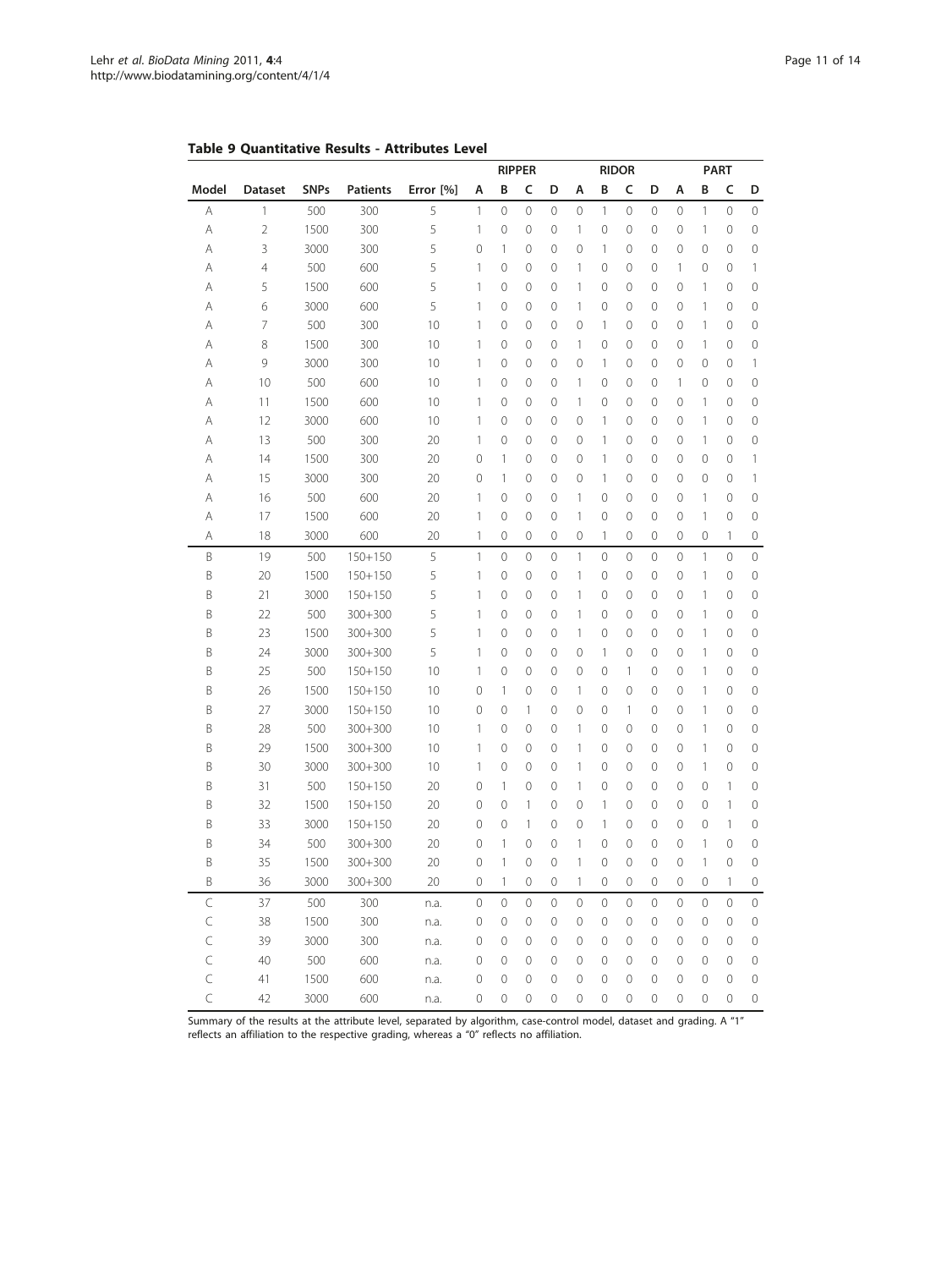**Table 9 Quantitative Results - Attributes Level**

| | | | | | RIPPER | | | | RIDOR | | | | PART | | | |
|---|---|---|---|---|---|---|---|---|---|---|---|---|---|---|---|---|
| Model | Dataset | SNPs | Patients | Error [%] | A | B | C | D | A | B | C | D | A | B | C | D |
| A | 1 | 500 | 300 | 5 | 1 | 0 | 0 | 0 | 0 | 1 | 0 | 0 | 0 | 1 | 0 | 0 |
| A | 2 | 1500 | 300 | 5 | 1 | 0 | 0 | 0 | 1 | 0 | 0 | 0 | 0 | 1 | 0 | 0 |
| A | 3 | 3000 | 300 | 5 | 0 | 1 | 0 | 0 | 0 | 1 | 0 | 0 | 0 | 0 | 0 | 0 |
| A | 4 | 500 | 600 | 5 | 1 | 0 | 0 | 0 | 1 | 0 | 0 | 0 | 1 | 0 | 0 | 1 |
| A | 5 | 1500 | 600 | 5 | 1 | 0 | 0 | 0 | 1 | 0 | 0 | 0 | 0 | 1 | 0 | 0 |
| A | 6 | 3000 | 600 | 5 | 1 | 0 | 0 | 0 | 1 | 0 | 0 | 0 | 0 | 1 | 0 | 0 |
| A | 7 | 500 | 300 | 10 | 1 | 0 | 0 | 0 | 0 | 1 | 0 | 0 | 0 | 1 | 0 | 0 |
| A | 8 | 1500 | 300 | 10 | 1 | 0 | 0 | 0 | 1 | 0 | 0 | 0 | 0 | 1 | 0 | 0 |
| A | 9 | 3000 | 300 | 10 | 1 | 0 | 0 | 0 | 0 | 1 | 0 | 0 | 0 | 0 | 0 | 1 |
| A | 10 | 500 | 600 | 10 | 1 | 0 | 0 | 0 | 1 | 0 | 0 | 0 | 1 | 0 | 0 | 0 |
| A | 11 | 1500 | 600 | 10 | 1 | 0 | 0 | 0 | 1 | 0 | 0 | 0 | 0 | 1 | 0 | 0 |
| A | 12 | 3000 | 600 | 10 | 1 | 0 | 0 | 0 | 0 | 1 | 0 | 0 | 0 | 1 | 0 | 0 |
| A | 13 | 500 | 300 | 20 | 1 | 0 | 0 | 0 | 0 | 1 | 0 | 0 | 0 | 1 | 0 | 0 |
| A | 14 | 1500 | 300 | 20 | 0 | 1 | 0 | 0 | 0 | 1 | 0 | 0 | 0 | 0 | 0 | 1 |
| A | 15 | 3000 | 300 | 20 | 0 | 1 | 0 | 0 | 0 | 1 | 0 | 0 | 0 | 0 | 0 | 1 |
| A | 16 | 500 | 600 | 20 | 1 | 0 | 0 | 0 | 1 | 0 | 0 | 0 | 0 | 1 | 0 | 0 |
| A | 17 | 1500 | 600 | 20 | 1 | 0 | 0 | 0 | 1 | 0 | 0 | 0 | 0 | 1 | 0 | 0 |
| A | 18 | 3000 | 600 | 20 | 1 | 0 | 0 | 0 | 0 | 1 | 0 | 0 | 0 | 0 | 1 | 0 |
| B | 19 | 500 | 150+150 | 5 | 1 | 0 | 0 | 0 | 1 | 0 | 0 | 0 | 0 | 1 | 0 | 0 |
| B | 20 | 1500 | 150+150 | 5 | 1 | 0 | 0 | 0 | 1 | 0 | 0 | 0 | 0 | 1 | 0 | 0 |
| B | 21 | 3000 | 150+150 | 5 | 1 | 0 | 0 | 0 | 1 | 0 | 0 | 0 | 0 | 1 | 0 | 0 |
| B | 22 | 500 | 300+300 | 5 | 1 | 0 | 0 | 0 | 1 | 0 | 0 | 0 | 0 | 1 | 0 | 0 |
| B | 23 | 1500 | 300+300 | 5 | 1 | 0 | 0 | 0 | 1 | 0 | 0 | 0 | 0 | 1 | 0 | 0 |
| B | 24 | 3000 | 300+300 | 5 | 1 | 0 | 0 | 0 | 0 | 1 | 0 | 0 | 0 | 1 | 0 | 0 |
| B | 25 | 500 | 150+150 | 10 | 1 | 0 | 0 | 0 | 0 | 0 | 1 | 0 | 0 | 1 | 0 | 0 |
| B | 26 | 1500 | 150+150 | 10 | 0 | 1 | 0 | 0 | 1 | 0 | 0 | 0 | 0 | 1 | 0 | 0 |
| B | 27 | 3000 | 150+150 | 10 | 0 | 0 | 1 | 0 | 0 | 0 | 1 | 0 | 0 | 1 | 0 | 0 |
| B | 28 | 500 | 300+300 | 10 | 1 | 0 | 0 | 0 | 1 | 0 | 0 | 0 | 0 | 1 | 0 | 0 |
| B | 29 | 1500 | 300+300 | 10 | 1 | 0 | 0 | 0 | 1 | 0 | 0 | 0 | 0 | 1 | 0 | 0 |
| B | 30 | 3000 | 300+300 | 10 | 1 | 0 | 0 | 0 | 1 | 0 | 0 | 0 | 0 | 1 | 0 | 0 |
| B | 31 | 500 | 150+150 | 20 | 0 | 1 | 0 | 0 | 1 | 0 | 0 | 0 | 0 | 0 | 1 | 0 |
| B | 32 | 1500 | 150+150 | 20 | 0 | 0 | 1 | 0 | 0 | 1 | 0 | 0 | 0 | 0 | 1 | 0 |
| B | 33 | 3000 | 150+150 | 20 | 0 | 0 | 1 | 0 | 0 | 1 | 0 | 0 | 0 | 0 | 1 | 0 |
| B | 34 | 500 | 300+300 | 20 | 0 | 1 | 0 | 0 | 1 | 0 | 0 | 0 | 0 | 1 | 0 | 0 |
| B | 35 | 1500 | 300+300 | 20 | 0 | 1 | 0 | 0 | 1 | 0 | 0 | 0 | 0 | 1 | 0 | 0 |
| B | 36 | 3000 | 300+300 | 20 | 0 | 1 | 0 | 0 | 1 | 0 | 0 | 0 | 0 | 0 | 1 | 0 |
| C | 37 | 500 | 300 | n.a. | 0 | 0 | 0 | 0 | 0 | 0 | 0 | 0 | 0 | 0 | 0 | 0 |
| C | 38 | 1500 | 300 | n.a. | 0 | 0 | 0 | 0 | 0 | 0 | 0 | 0 | 0 | 0 | 0 | 0 |
| C | 39 | 3000 | 300 | n.a. | 0 | 0 | 0 | 0 | 0 | 0 | 0 | 0 | 0 | 0 | 0 | 0 |
| C | 40 | 500 | 600 | n.a. | 0 | 0 | 0 | 0 | 0 | 0 | 0 | 0 | 0 | 0 | 0 | 0 |
| C | 41 | 1500 | 600 | n.a. | 0 | 0 | 0 | 0 | 0 | 0 | 0 | 0 | 0 | 0 | 0 | 0 |
| C | 42 | 3000 | 600 | n.a. | 0 | 0 | 0 | 0 | 0 | 0 | 0 | 0 | 0 | 0 | 0 | 0 |

Summary of the results at the attribute level, separated by algorithm, case-control model, dataset and grading. A "1" reflects an affiliation to the respective grading, whereas a "0" reflects no affiliation.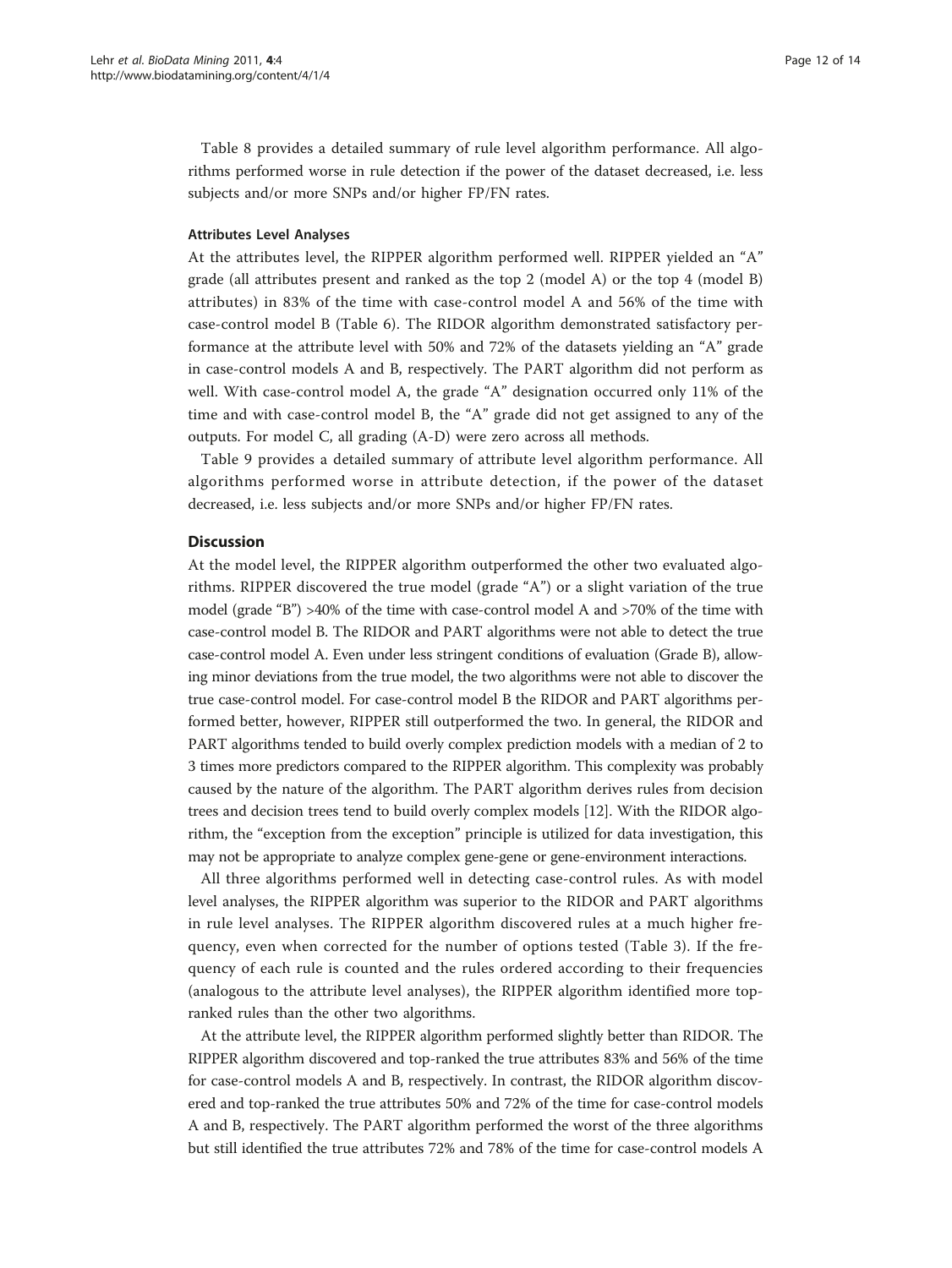Table 8 provides a detailed summary of rule level algorithm performance. All algorithms performed worse in rule detection if the power of the dataset decreased, i.e. less subjects and/or more SNPs and/or higher FP/FN rates.

#### Attributes Level Analyses

At the attributes level, the RIPPER algorithm performed well. RIPPER yielded an "A" grade (all attributes present and ranked as the top 2 (model A) or the top 4 (model B) attributes) in 83% of the time with case-control model A and 56% of the time with case-control model B (Table 6). The RIDOR algorithm demonstrated satisfactory performance at the attribute level with 50% and 72% of the datasets yielding an "A" grade in case-control models A and B, respectively. The PART algorithm did not perform as well. With case-control model A, the grade "A" designation occurred only 11% of the time and with case-control model B, the "A" grade did not get assigned to any of the outputs. For model C, all grading (A-D) were zero across all methods.

Table 9 provides a detailed summary of attribute level algorithm performance. All algorithms performed worse in attribute detection, if the power of the dataset decreased, i.e. less subjects and/or more SNPs and/or higher FP/FN rates.

### Discussion

At the model level, the RIPPER algorithm outperformed the other two evaluated algorithms. RIPPER discovered the true model (grade "A") or a slight variation of the true model (grade "B") >40% of the time with case-control model A and >70% of the time with case-control model B. The RIDOR and PART algorithms were not able to detect the true case-control model A. Even under less stringent conditions of evaluation (Grade B), allowing minor deviations from the true model, the two algorithms were not able to discover the true case-control model. For case-control model B the RIDOR and PART algorithms performed better, however, RIPPER still outperformed the two. In general, the RIDOR and PART algorithms tended to build overly complex prediction models with a median of 2 to 3 times more predictors compared to the RIPPER algorithm. This complexity was probably caused by the nature of the algorithm. The PART algorithm derives rules from decision trees and decision trees tend to build overly complex models [12]. With the RIDOR algorithm, the "exception from the exception" principle is utilized for data investigation, this may not be appropriate to analyze complex gene-gene or gene-environment interactions.

All three algorithms performed well in detecting case-control rules. As with model level analyses, the RIPPER algorithm was superior to the RIDOR and PART algorithms in rule level analyses. The RIPPER algorithm discovered rules at a much higher frequency, even when corrected for the number of options tested (Table 3). If the frequency of each rule is counted and the rules ordered according to their frequencies (analogous to the attribute level analyses), the RIPPER algorithm identified more top-ranked rules than the other two algorithms.

At the attribute level, the RIPPER algorithm performed slightly better than RIDOR. The RIPPER algorithm discovered and top-ranked the true attributes 83% and 56% of the time for case-control models A and B, respectively. In contrast, the RIDOR algorithm discovered and top-ranked the true attributes 50% and 72% of the time for case-control models A and B, respectively. The PART algorithm performed the worst of the three algorithms but still identified the true attributes 72% and 78% of the time for case-control models A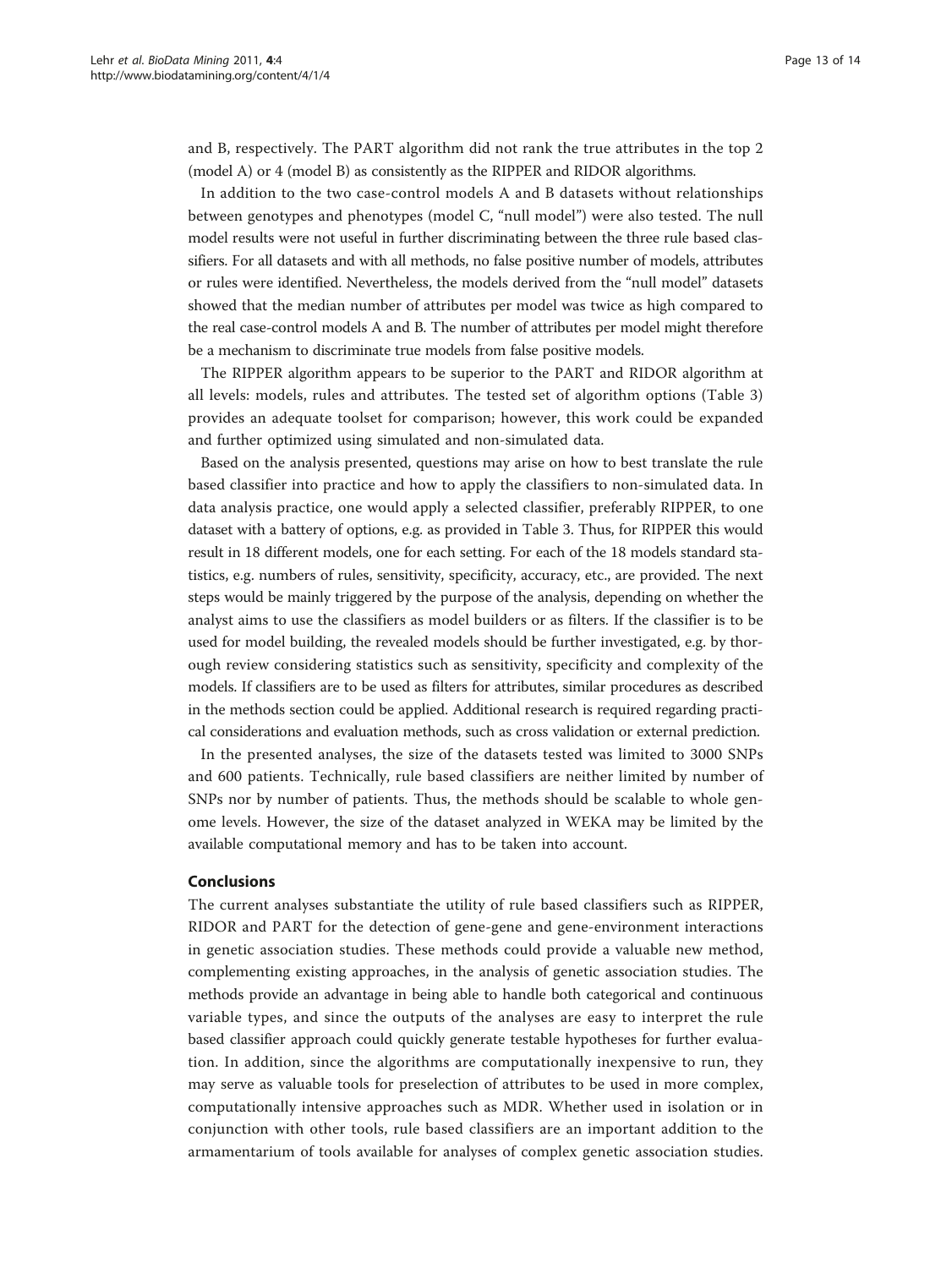and B, respectively. The PART algorithm did not rank the true attributes in the top 2 (model A) or 4 (model B) as consistently as the RIPPER and RIDOR algorithms.

In addition to the two case-control models A and B datasets without relationships between genotypes and phenotypes (model C, "null model") were also tested. The null model results were not useful in further discriminating between the three rule based classifiers. For all datasets and with all methods, no false positive number of models, attributes or rules were identified. Nevertheless, the models derived from the "null model" datasets showed that the median number of attributes per model was twice as high compared to the real case-control models A and B. The number of attributes per model might therefore be a mechanism to discriminate true models from false positive models.

The RIPPER algorithm appears to be superior to the PART and RIDOR algorithm at all levels: models, rules and attributes. The tested set of algorithm options (Table 3) provides an adequate toolset for comparison; however, this work could be expanded and further optimized using simulated and non-simulated data.

Based on the analysis presented, questions may arise on how to best translate the rule based classifier into practice and how to apply the classifiers to non-simulated data. In data analysis practice, one would apply a selected classifier, preferably RIPPER, to one dataset with a battery of options, e.g. as provided in Table 3. Thus, for RIPPER this would result in 18 different models, one for each setting. For each of the 18 models standard statistics, e.g. numbers of rules, sensitivity, specificity, accuracy, etc., are provided. The next steps would be mainly triggered by the purpose of the analysis, depending on whether the analyst aims to use the classifiers as model builders or as filters. If the classifier is to be used for model building, the revealed models should be further investigated, e.g. by thorough review considering statistics such as sensitivity, specificity and complexity of the models. If classifiers are to be used as filters for attributes, similar procedures as described in the methods section could be applied. Additional research is required regarding practical considerations and evaluation methods, such as cross validation or external prediction.

In the presented analyses, the size of the datasets tested was limited to 3000 SNPs and 600 patients. Technically, rule based classifiers are neither limited by number of SNPs nor by number of patients. Thus, the methods should be scalable to whole genome levels. However, the size of the dataset analyzed in WEKA may be limited by the available computational memory and has to be taken into account.

## Conclusions

The current analyses substantiate the utility of rule based classifiers such as RIPPER, RIDOR and PART for the detection of gene-gene and gene-environment interactions in genetic association studies. These methods could provide a valuable new method, complementing existing approaches, in the analysis of genetic association studies. The methods provide an advantage in being able to handle both categorical and continuous variable types, and since the outputs of the analyses are easy to interpret the rule based classifier approach could quickly generate testable hypotheses for further evaluation. In addition, since the algorithms are computationally inexpensive to run, they may serve as valuable tools for preselection of attributes to be used in more complex, computationally intensive approaches such as MDR. Whether used in isolation or in conjunction with other tools, rule based classifiers are an important addition to the armamentarium of tools available for analyses of complex genetic association studies.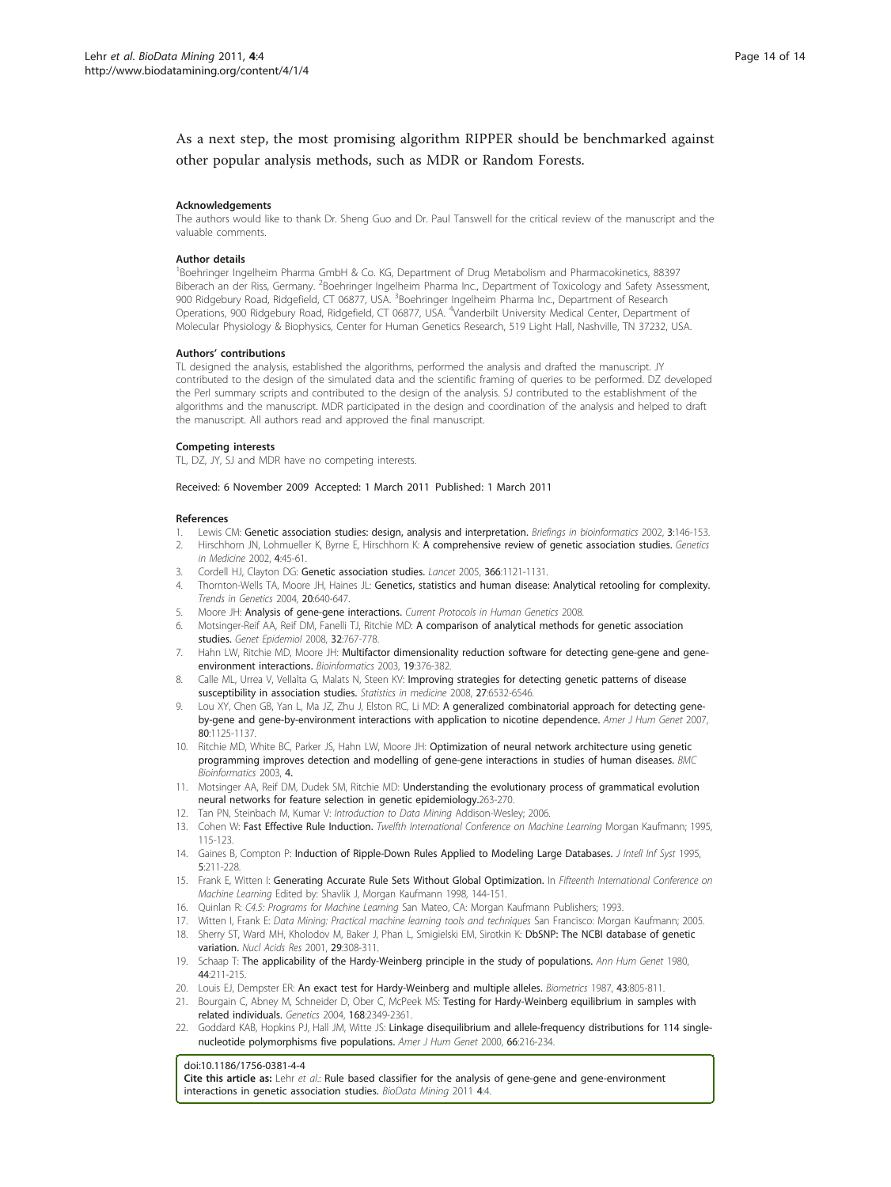As a next step, the most promising algorithm RIPPER should be benchmarked against other popular analysis methods, such as MDR or Random Forests.

#### Acknowledgements

The authors would like to thank Dr. Sheng Guo and Dr. Paul Tanswell for the critical review of the manuscript and the valuable comments.

#### Author details

[1]Boehringer Ingelheim Pharma GmbH & Co. KG, Department of Drug Metabolism and Pharmacokinetics, 88397 Biberach an der Riss, Germany. [2]Boehringer Ingelheim Pharma Inc., Department of Toxicology and Safety Assessment, 900 Ridgebury Road, Ridgefield, CT 06877, USA. [3]Boehringer Ingelheim Pharma Inc., Department of Research Operations, 900 Ridgebury Road, Ridgefield, CT 06877, USA. [4]Vanderbilt University Medical Center, Department of Molecular Physiology & Biophysics, Center for Human Genetics Research, 519 Light Hall, Nashville, TN 37232, USA.

#### Authors' contributions

TL designed the analysis, established the algorithms, performed the analysis and drafted the manuscript. JY contributed to the design of the simulated data and the scientific framing of queries to be performed. DZ developed the Perl summary scripts and contributed to the design of the analysis. SJ contributed to the establishment of the algorithms and the manuscript. MDR participated in the design and coordination of the analysis and helped to draft the manuscript. All authors read and approved the final manuscript.

#### Competing interests

TL, DZ, JY, SJ and MDR have no competing interests.

Received: 6 November 2009 Accepted: 1 March 2011 Published: 1 March 2011

#### References

1. Lewis CM: **Genetic association studies: design, analysis and interpretation.** *Briefings in bioinformatics* 2002, **3**:146-153.
2. Hirschhorn JN, Lohmueller K, Byrne E, Hirschhorn K: **A comprehensive review of genetic association studies.** *Genetics in Medicine* 2002, **4**:45-61.
3. Cordell HJ, Clayton DG: **Genetic association studies.** *Lancet* 2005, **366**:1121-1131.
4. Thornton-Wells TA, Moore JH, Haines JL: **Genetics, statistics and human disease: Analytical retooling for complexity.** *Trends in Genetics* 2004, **20**:640-647.
5. Moore JH: **Analysis of gene-gene interactions.** *Current Protocols in Human Genetics* 2008.
6. Motsinger-Reif AA, Reif DM, Fanelli TJ, Ritchie MD: **A comparison of analytical methods for genetic association studies.** *Genet Epidemiol* 2008, **32**:767-778.
7. Hahn LW, Ritchie MD, Moore JH: **Multifactor dimensionality reduction software for detecting gene-gene and gene-environment interactions.** *Bioinformatics* 2003, **19**:376-382.
8. Calle ML, Urrea V, Vellalta G, Malats N, Steen KV: **Improving strategies for detecting genetic patterns of disease susceptibility in association studies.** *Statistics in medicine* 2008, **27**:6532-6546.
9. Lou XY, Chen GB, Yan L, Ma JZ, Zhu J, Elston RC, Li MD: **A generalized combinatorial approach for detecting gene-by-gene and gene-by-environment interactions with application to nicotine dependence.** *Amer J Hum Genet* 2007, **80**:1125-1137.
10. Ritchie MD, White BC, Parker JS, Hahn LW, Moore JH: **Optimization of neural network architecture using genetic programming improves detection and modelling of gene-gene interactions in studies of human diseases.** *BMC Bioinformatics* 2003, **4**.
11. Motsinger AA, Reif DM, Dudek SM, Ritchie MD: **Understanding the evolutionary process of grammatical evolution neural networks for feature selection in genetic epidemiology.**263-270.
12. Tan PN, Steinbach M, Kumar V: *Introduction to Data Mining* Addison-Wesley; 2006.
13. Cohen W: **Fast Effective Rule Induction.** *Twelfth International Conference on Machine Learning* Morgan Kaufmann; 1995, 115-123.
14. Gaines B, Compton P: **Induction of Ripple-Down Rules Applied to Modeling Large Databases.** *J Intell Inf Syst* 1995, **5**:211-228.
15. Frank E, Witten I: **Generating Accurate Rule Sets Without Global Optimization.** In *Fifteenth International Conference on Machine Learning* Edited by: Shavlik J, Morgan Kaufmann 1998, 144-151.
16. Quinlan R: *C4.5: Programs for Machine Learning* San Mateo, CA: Morgan Kaufmann Publishers; 1993.
17. Witten I, Frank E: *Data Mining: Practical machine learning tools and techniques* San Francisco: Morgan Kaufmann; 2005.
18. Sherry ST, Ward MH, Kholodov M, Baker J, Phan L, Smigielski EM, Sirotkin K: **DbSNP: The NCBI database of genetic variation.** *Nucl Acids Res* 2001, **29**:308-311.
19. Schaap T: **The applicability of the Hardy-Weinberg principle in the study of populations.** *Ann Hum Genet* 1980, **44**:211-215.
20. Louis EJ, Dempster ER: **An exact test for Hardy-Weinberg and multiple alleles.** *Biometrics* 1987, **43**:805-811.
21. Bourgain C, Abney M, Schneider D, Ober C, McPeek MS: **Testing for Hardy-Weinberg equilibrium in samples with related individuals.** *Genetics* 2004, **168**:2349-2361.
22. Goddard KAB, Hopkins PJ, Hall JM, Witte JS: **Linkage disequilibrium and allele-frequency distributions for 114 single-nucleotide polymorphisms five populations.** *Amer J Hum Genet* 2000, **66**:216-234.

doi:10.1186/1756-0381-4-4

**Cite this article as:** Lehr *et al.*: Rule based classifier for the analysis of gene-gene and gene-environment interactions in genetic association studies. *BioData Mining* 2011 **4**:4.